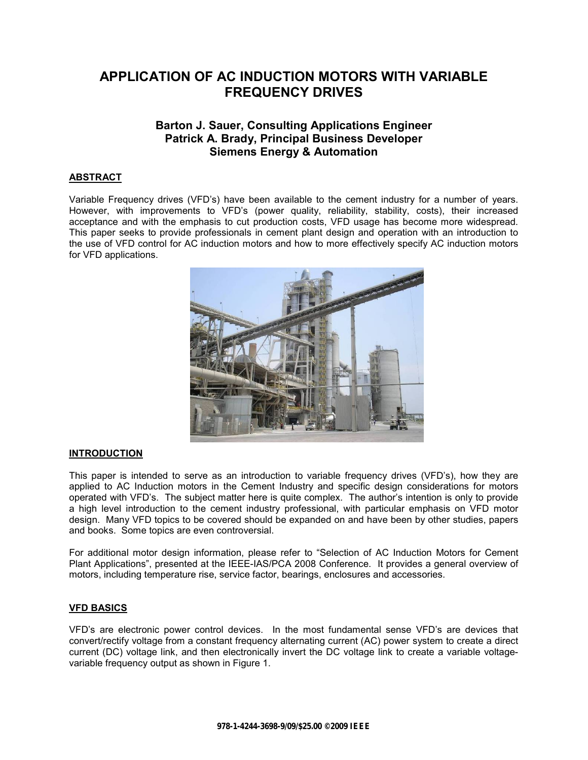# APPLICATION OF AC INDUCTION MOTORS WITH VARIABLE FREQUENCY DRIVES

**Barton J. Sauer, Consulting Applications Engineer**
**Patrick A. Brady, Principal Business Developer**
**Siemens Energy & Automation**

## ABSTRACT

Variable Frequency drives (VFD's) have been available to the cement industry for a number of years. However, with improvements to VFD's (power quality, reliability, stability, costs), their increased acceptance and with the emphasis to cut production costs, VFD usage has become more widespread. This paper seeks to provide professionals in cement plant design and operation with an introduction to the use of VFD control for AC induction motors and how to more effectively specify AC induction motors for VFD applications.

## INTRODUCTION

This paper is intended to serve as an introduction to variable frequency drives (VFD's), how they are applied to AC Induction motors in the Cement Industry and specific design considerations for motors operated with VFD's. The subject matter here is quite complex. The author's intention is only to provide a high level introduction to the cement industry professional, with particular emphasis on VFD motor design. Many VFD topics to be covered should be expanded on and have been by other studies, papers and books. Some topics are even controversial.

For additional motor design information, please refer to "Selection of AC Induction Motors for Cement Plant Applications", presented at the IEEE-IAS/PCA 2008 Conference. It provides a general overview of motors, including temperature rise, service factor, bearings, enclosures and accessories.

## VFD BASICS

VFD's are electronic power control devices. In the most fundamental sense VFD's are devices that convert/rectify voltage from a constant frequency alternating current (AC) power system to create a direct current (DC) voltage link, and then electronically invert the DC voltage link to create a variable voltage-variable frequency output as shown in Figure 1.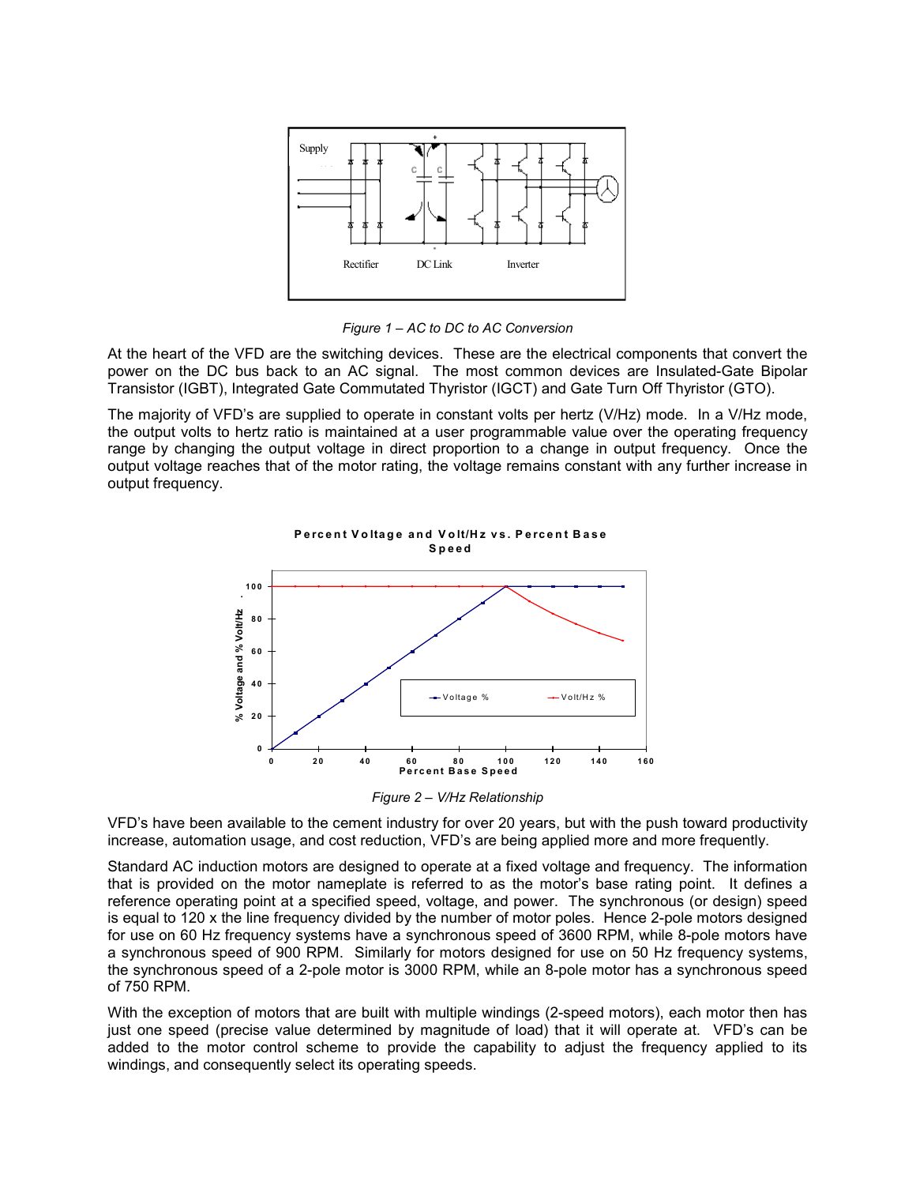*Figure 1 – AC to DC to AC Conversion*

At the heart of the VFD are the switching devices. These are the electrical components that convert the power on the DC bus back to an AC signal. The most common devices are Insulated-Gate Bipolar Transistor (IGBT), Integrated Gate Commutated Thyristor (IGCT) and Gate Turn Off Thyristor (GTO).

The majority of VFD's are supplied to operate in constant volts per hertz (V/Hz) mode. In a V/Hz mode, the output volts to hertz ratio is maintained at a user programmable value over the operating frequency range by changing the output voltage in direct proportion to a change in output frequency. Once the output voltage reaches that of the motor rating, the voltage remains constant with any further increase in output frequency.

*Figure 2 – V/Hz Relationship*

VFD's have been available to the cement industry for over 20 years, but with the push toward productivity increase, automation usage, and cost reduction, VFD's are being applied more and more frequently.

Standard AC induction motors are designed to operate at a fixed voltage and frequency. The information that is provided on the motor nameplate is referred to as the motor's base rating point. It defines a reference operating point at a specified speed, voltage, and power. The synchronous (or design) speed is equal to 120 x the line frequency divided by the number of motor poles. Hence 2-pole motors designed for use on 60 Hz frequency systems have a synchronous speed of 3600 RPM, while 8-pole motors have a synchronous speed of 900 RPM. Similarly for motors designed for use on 50 Hz frequency systems, the synchronous speed of a 2-pole motor is 3000 RPM, while an 8-pole motor has a synchronous speed of 750 RPM.

With the exception of motors that are built with multiple windings (2-speed motors), each motor then has just one speed (precise value determined by magnitude of load) that it will operate at. VFD's can be added to the motor control scheme to provide the capability to adjust the frequency applied to its windings, and consequently select its operating speeds.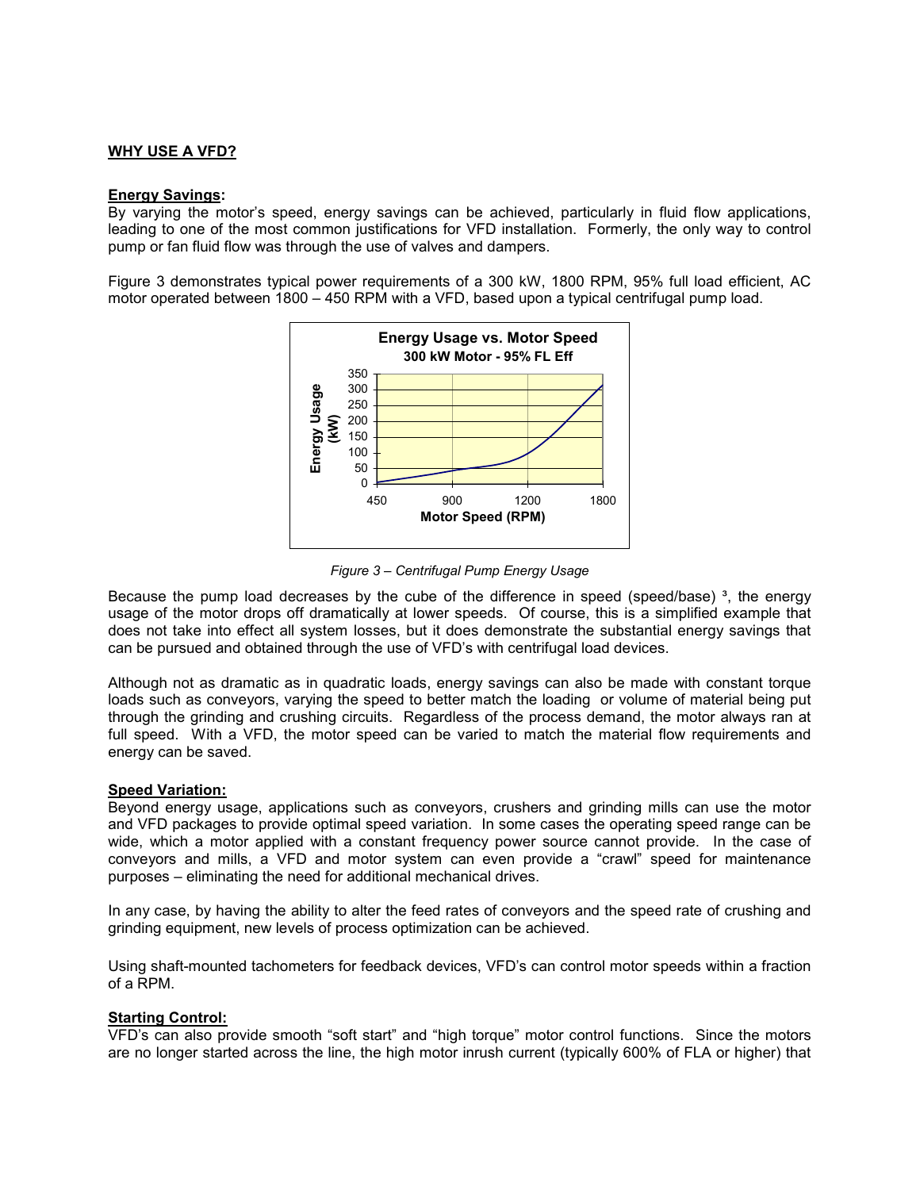## WHY USE A VFD?

### Energy Savings:

By varying the motor's speed, energy savings can be achieved, particularly in fluid flow applications, leading to one of the most common justifications for VFD installation. Formerly, the only way to control pump or fan fluid flow was through the use of valves and dampers.

Figure 3 demonstrates typical power requirements of a 300 kW, 1800 RPM, 95% full load efficient, AC motor operated between 1800 – 450 RPM with a VFD, based upon a typical centrifugal pump load.

Energy Usage vs. Motor Speed
300 kW Motor - 95% FL Eff
Energy Usage (kW)
350
300
250
200
150
100
50
0
450
900
1200
1800
Motor Speed (RPM)

*Figure 3 – Centrifugal Pump Energy Usage*

Because the pump load decreases by the cube of the difference in speed $(\text{speed/base})^3$, the energy usage of the motor drops off dramatically at lower speeds. Of course, this is a simplified example that does not take into effect all system losses, but it does demonstrate the substantial energy savings that can be pursued and obtained through the use of VFD's with centrifugal load devices.

Although not as dramatic as in quadratic loads, energy savings can also be made with constant torque loads such as conveyors, varying the speed to better match the loading or volume of material being put through the grinding and crushing circuits. Regardless of the process demand, the motor always ran at full speed. With a VFD, the motor speed can be varied to match the material flow requirements and energy can be saved.

### Speed Variation:

Beyond energy usage, applications such as conveyors, crushers and grinding mills can use the motor and VFD packages to provide optimal speed variation. In some cases the operating speed range can be wide, which a motor applied with a constant frequency power source cannot provide. In the case of conveyors and mills, a VFD and motor system can even provide a "crawl" speed for maintenance purposes – eliminating the need for additional mechanical drives.

In any case, by having the ability to alter the feed rates of conveyors and the speed rate of crushing and grinding equipment, new levels of process optimization can be achieved.

Using shaft-mounted tachometers for feedback devices, VFD's can control motor speeds within a fraction of a RPM.

### Starting Control:

VFD's can also provide smooth "soft start" and "high torque" motor control functions. Since the motors are no longer started across the line, the high motor inrush current (typically 600% of FLA or higher) that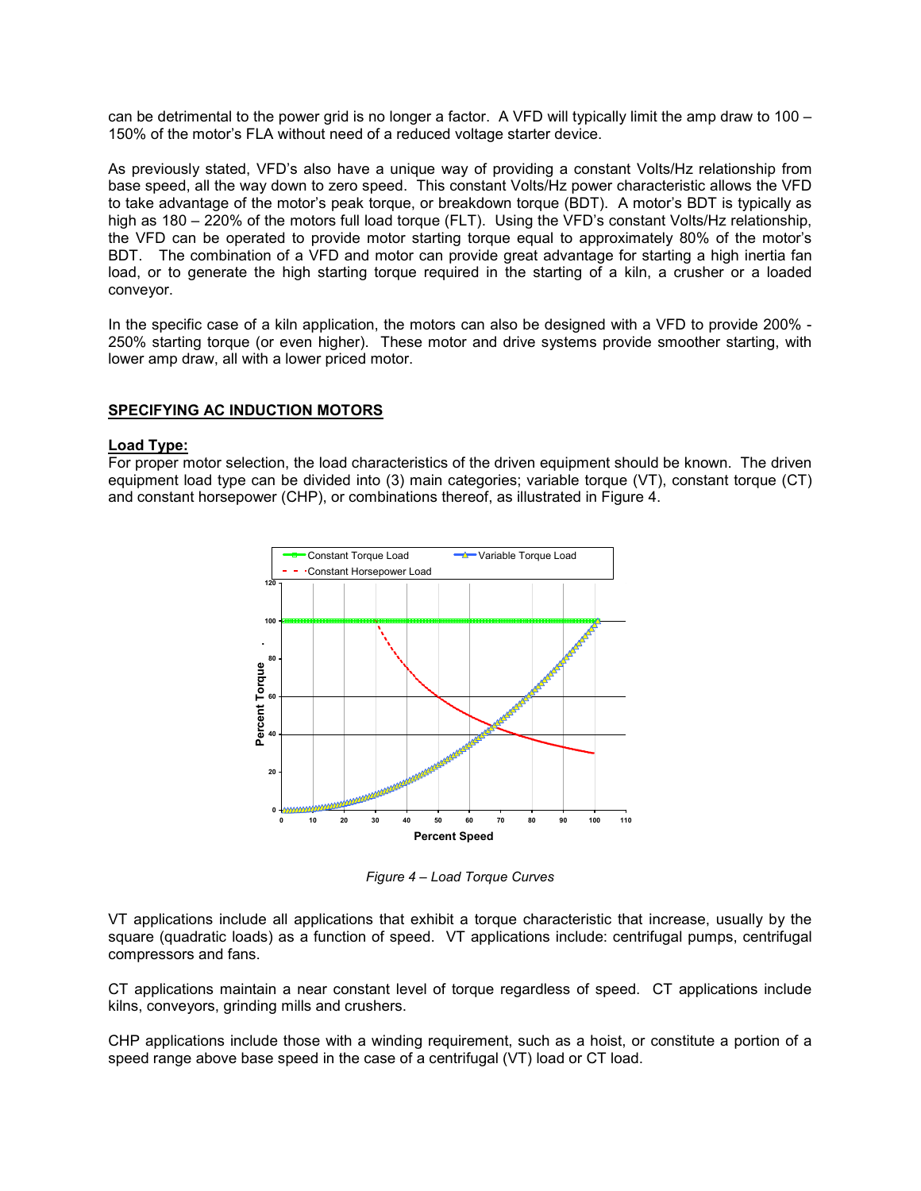can be detrimental to the power grid is no longer a factor. A VFD will typically limit the amp draw to 100 – 150% of the motor's FLA without need of a reduced voltage starter device.

As previously stated, VFD's also have a unique way of providing a constant Volts/Hz relationship from base speed, all the way down to zero speed. This constant Volts/Hz power characteristic allows the VFD to take advantage of the motor's peak torque, or breakdown torque (BDT). A motor's BDT is typically as high as 180 – 220% of the motors full load torque (FLT). Using the VFD's constant Volts/Hz relationship, the VFD can be operated to provide motor starting torque equal to approximately 80% of the motor's BDT. The combination of a VFD and motor can provide great advantage for starting a high inertia fan load, or to generate the high starting torque required in the starting of a kiln, a crusher or a loaded conveyor.

In the specific case of a kiln application, the motors can also be designed with a VFD to provide 200% - 250% starting torque (or even higher). These motor and drive systems provide smoother starting, with lower amp draw, all with a lower priced motor.

## SPECIFYING AC INDUCTION MOTORS

### Load Type:

For proper motor selection, the load characteristics of the driven equipment should be known. The driven equipment load type can be divided into (3) main categories; variable torque (VT), constant torque (CT) and constant horsepower (CHP), or combinations thereof, as illustrated in Figure 4.

*Figure 4 – Load Torque Curves*

VT applications include all applications that exhibit a torque characteristic that increase, usually by the square (quadratic loads) as a function of speed. VT applications include: centrifugal pumps, centrifugal compressors and fans.

CT applications maintain a near constant level of torque regardless of speed. CT applications include kilns, conveyors, grinding mills and crushers.

CHP applications include those with a winding requirement, such as a hoist, or constitute a portion of a speed range above base speed in the case of a centrifugal (VT) load or CT load.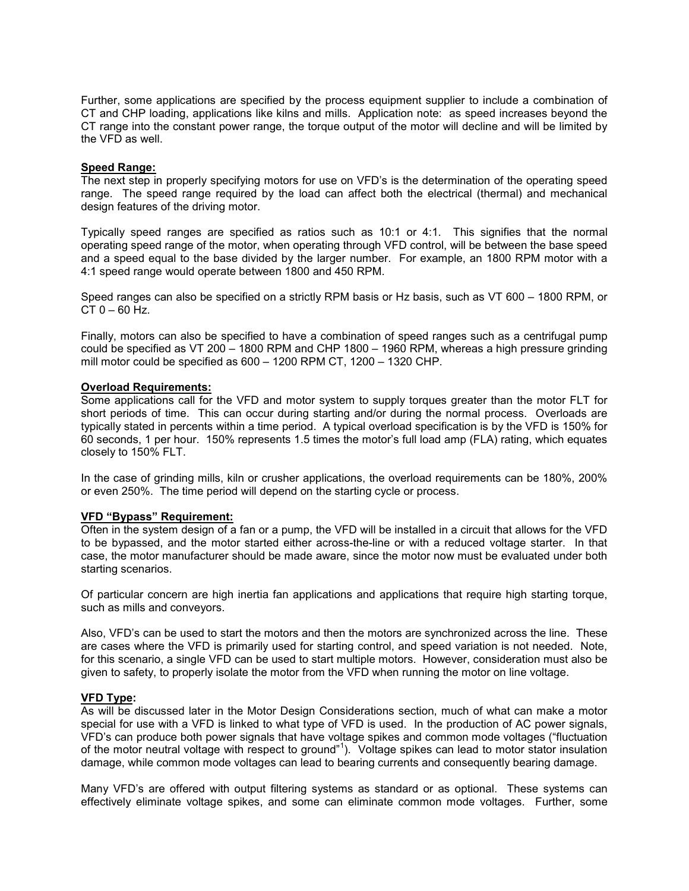Further, some applications are specified by the process equipment supplier to include a combination of CT and CHP loading, applications like kilns and mills. Application note: as speed increases beyond the CT range into the constant power range, the torque output of the motor will decline and will be limited by the VFD as well.

**Speed Range:**

The next step in properly specifying motors for use on VFD's is the determination of the operating speed range. The speed range required by the load can affect both the electrical (thermal) and mechanical design features of the driving motor.

Typically speed ranges are specified as ratios such as 10:1 or 4:1. This signifies that the normal operating speed range of the motor, when operating through VFD control, will be between the base speed and a speed equal to the base divided by the larger number. For example, an 1800 RPM motor with a 4:1 speed range would operate between 1800 and 450 RPM.

Speed ranges can also be specified on a strictly RPM basis or Hz basis, such as VT 600 – 1800 RPM, or CT 0 – 60 Hz.

Finally, motors can also be specified to have a combination of speed ranges such as a centrifugal pump could be specified as VT 200 – 1800 RPM and CHP 1800 – 1960 RPM, whereas a high pressure grinding mill motor could be specified as 600 – 1200 RPM CT, 1200 – 1320 CHP.

**Overload Requirements:**

Some applications call for the VFD and motor system to supply torques greater than the motor FLT for short periods of time. This can occur during starting and/or during the normal process. Overloads are typically stated in percents within a time period. A typical overload specification is by the VFD is 150% for 60 seconds, 1 per hour. 150% represents 1.5 times the motor's full load amp (FLA) rating, which equates closely to 150% FLT.

In the case of grinding mills, kiln or crusher applications, the overload requirements can be 180%, 200% or even 250%. The time period will depend on the starting cycle or process.

**VFD "Bypass" Requirement:**

Often in the system design of a fan or a pump, the VFD will be installed in a circuit that allows for the VFD to be bypassed, and the motor started either across-the-line or with a reduced voltage starter. In that case, the motor manufacturer should be made aware, since the motor now must be evaluated under both starting scenarios.

Of particular concern are high inertia fan applications and applications that require high starting torque, such as mills and conveyors.

Also, VFD's can be used to start the motors and then the motors are synchronized across the line. These are cases where the VFD is primarily used for starting control, and speed variation is not needed. Note, for this scenario, a single VFD can be used to start multiple motors. However, consideration must also be given to safety, to properly isolate the motor from the VFD when running the motor on line voltage.

**VFD Type:**

As will be discussed later in the Motor Design Considerations section, much of what can make a motor special for use with a VFD is linked to what type of VFD is used. In the production of AC power signals, VFD's can produce both power signals that have voltage spikes and common mode voltages ("fluctuation of the motor neutral voltage with respect to ground"[1]). Voltage spikes can lead to motor stator insulation damage, while common mode voltages can lead to bearing currents and consequently bearing damage.

Many VFD's are offered with output filtering systems as standard or as optional. These systems can effectively eliminate voltage spikes, and some can eliminate common mode voltages. Further, some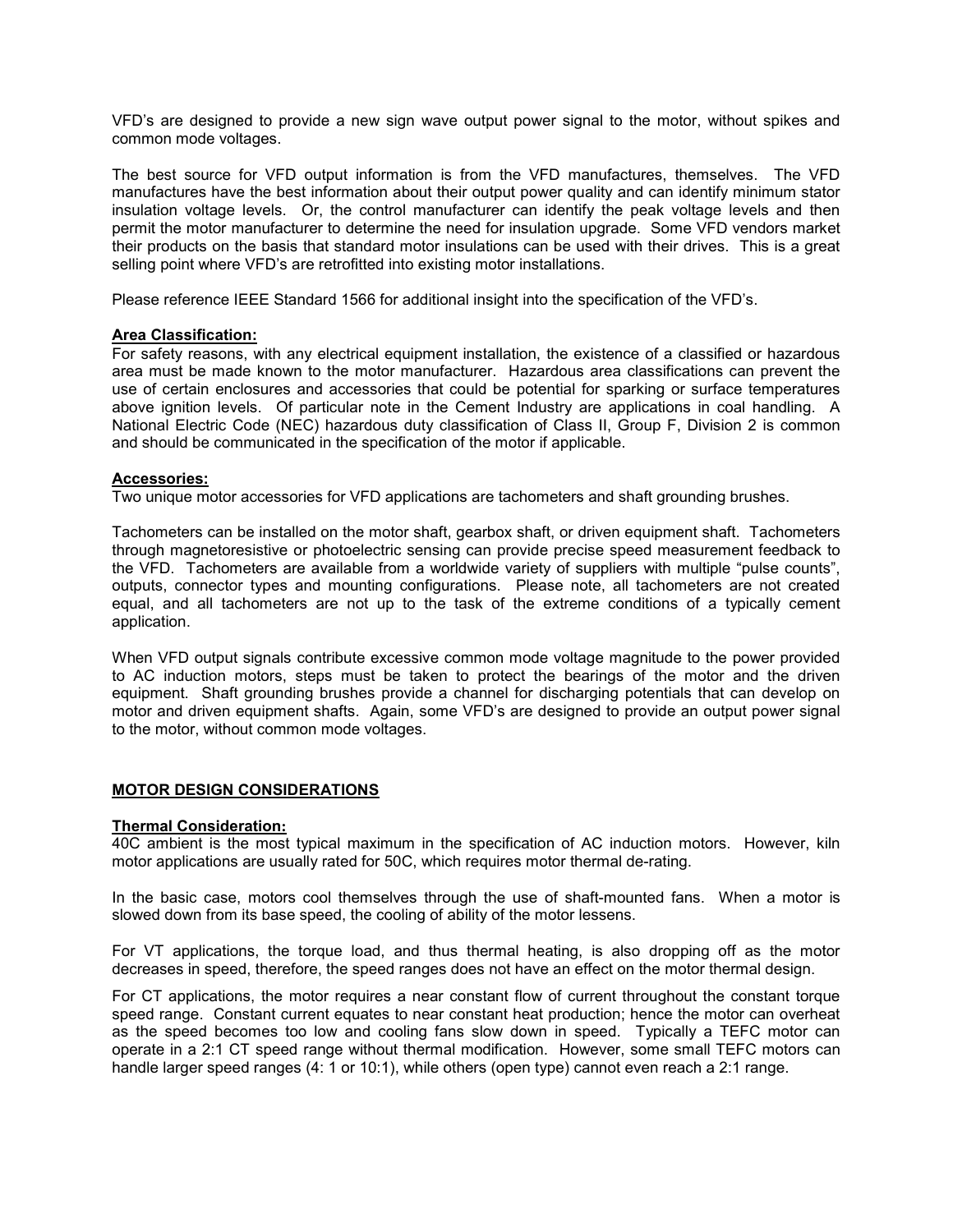VFD's are designed to provide a new sign wave output power signal to the motor, without spikes and common mode voltages.

The best source for VFD output information is from the VFD manufactures, themselves. The VFD manufactures have the best information about their output power quality and can identify minimum stator insulation voltage levels. Or, the control manufacturer can identify the peak voltage levels and then permit the motor manufacturer to determine the need for insulation upgrade. Some VFD vendors market their products on the basis that standard motor insulations can be used with their drives. This is a great selling point where VFD's are retrofitted into existing motor installations.

Please reference IEEE Standard 1566 for additional insight into the specification of the VFD's.

**Area Classification:**

For safety reasons, with any electrical equipment installation, the existence of a classified or hazardous area must be made known to the motor manufacturer. Hazardous area classifications can prevent the use of certain enclosures and accessories that could be potential for sparking or surface temperatures above ignition levels. Of particular note in the Cement Industry are applications in coal handling. A National Electric Code (NEC) hazardous duty classification of Class II, Group F, Division 2 is common and should be communicated in the specification of the motor if applicable.

**Accessories:**

Two unique motor accessories for VFD applications are tachometers and shaft grounding brushes.

Tachometers can be installed on the motor shaft, gearbox shaft, or driven equipment shaft. Tachometers through magnetoresistive or photoelectric sensing can provide precise speed measurement feedback to the VFD. Tachometers are available from a worldwide variety of suppliers with multiple "pulse counts", outputs, connector types and mounting configurations. Please note, all tachometers are not created equal, and all tachometers are not up to the task of the extreme conditions of a typically cement application.

When VFD output signals contribute excessive common mode voltage magnitude to the power provided to AC induction motors, steps must be taken to protect the bearings of the motor and the driven equipment. Shaft grounding brushes provide a channel for discharging potentials that can develop on motor and driven equipment shafts. Again, some VFD's are designed to provide an output power signal to the motor, without common mode voltages.

## MOTOR DESIGN CONSIDERATIONS

**Thermal Consideration:**

40C ambient is the most typical maximum in the specification of AC induction motors. However, kiln motor applications are usually rated for 50C, which requires motor thermal de-rating.

In the basic case, motors cool themselves through the use of shaft-mounted fans. When a motor is slowed down from its base speed, the cooling of ability of the motor lessens.

For VT applications, the torque load, and thus thermal heating, is also dropping off as the motor decreases in speed, therefore, the speed ranges does not have an effect on the motor thermal design.

For CT applications, the motor requires a near constant flow of current throughout the constant torque speed range. Constant current equates to near constant heat production; hence the motor can overheat as the speed becomes too low and cooling fans slow down in speed. Typically a TEFC motor can operate in a 2:1 CT speed range without thermal modification. However, some small TEFC motors can handle larger speed ranges (4: 1 or 10:1), while others (open type) cannot even reach a 2:1 range.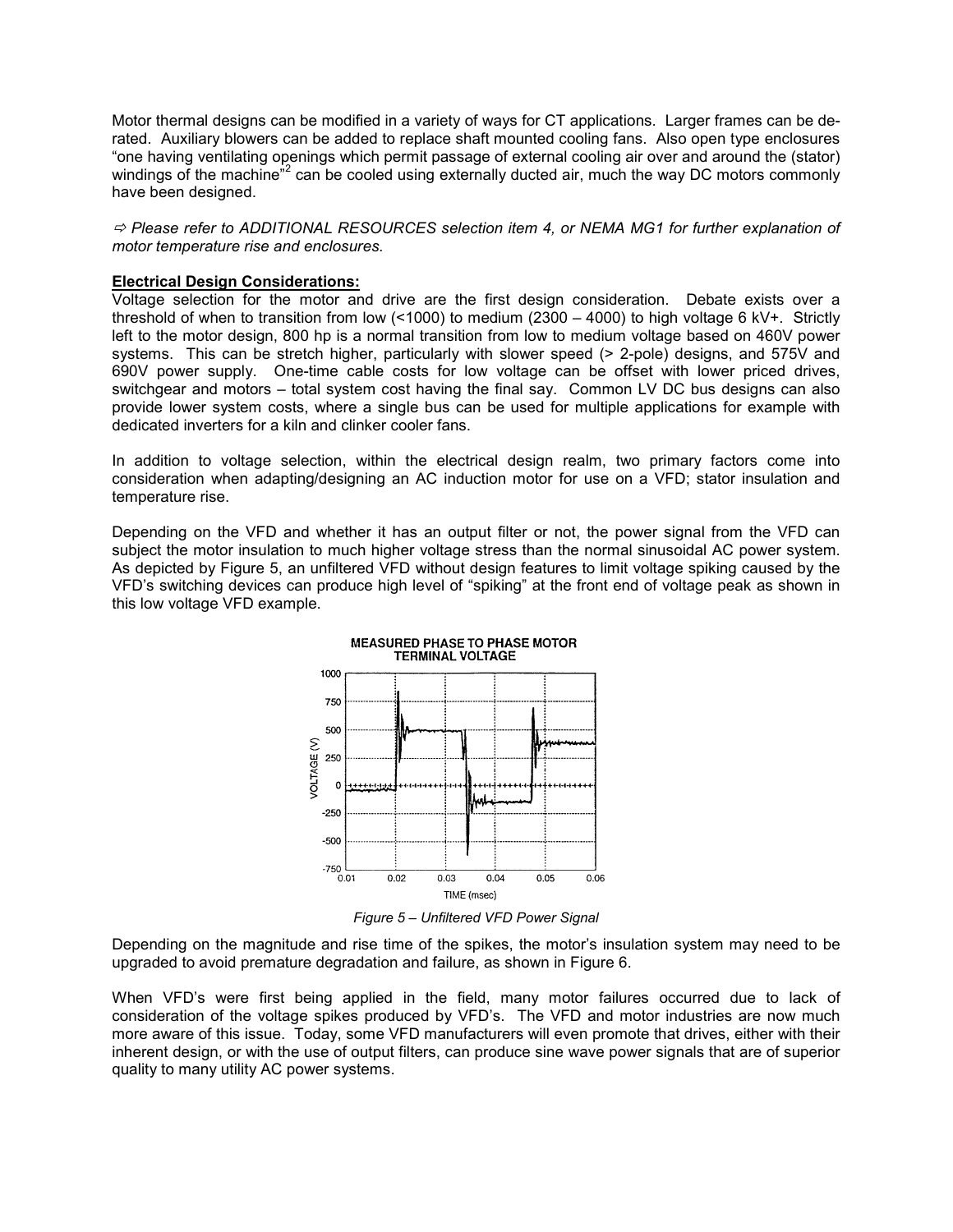Motor thermal designs can be modified in a variety of ways for CT applications. Larger frames can be de-rated. Auxiliary blowers can be added to replace shaft mounted cooling fans. Also open type enclosures "one having ventilating openings which permit passage of external cooling air over and around the (stator) windings of the machine"[2] can be cooled using externally ducted air, much the way DC motors commonly have been designed.

⇨ *Please refer to ADDITIONAL RESOURCES selection item 4, or NEMA MG1 for further explanation of motor temperature rise and enclosures.*

**Electrical Design Considerations:**

Voltage selection for the motor and drive are the first design consideration. Debate exists over a threshold of when to transition from low (<1000) to medium (2300 – 4000) to high voltage 6 kV+. Strictly left to the motor design, 800 hp is a normal transition from low to medium voltage based on 460V power systems. This can be stretch higher, particularly with slower speed (> 2-pole) designs, and 575V and 690V power supply. One-time cable costs for low voltage can be offset with lower priced drives, switchgear and motors – total system cost having the final say. Common LV DC bus designs can also provide lower system costs, where a single bus can be used for multiple applications for example with dedicated inverters for a kiln and clinker cooler fans.

In addition to voltage selection, within the electrical design realm, two primary factors come into consideration when adapting/designing an AC induction motor for use on a VFD; stator insulation and temperature rise.

Depending on the VFD and whether it has an output filter or not, the power signal from the VFD can subject the motor insulation to much higher voltage stress than the normal sinusoidal AC power system. As depicted by Figure 5, an unfiltered VFD without design features to limit voltage spiking caused by the VFD's switching devices can produce high level of "spiking" at the front end of voltage peak as shown in this low voltage VFD example.

MEASURED PHASE TO PHASE MOTOR TERMINAL VOLTAGE

*Figure 5 – Unfiltered VFD Power Signal*

Depending on the magnitude and rise time of the spikes, the motor's insulation system may need to be upgraded to avoid premature degradation and failure, as shown in Figure 6.

When VFD's were first being applied in the field, many motor failures occurred due to lack of consideration of the voltage spikes produced by VFD's. The VFD and motor industries are now much more aware of this issue. Today, some VFD manufacturers will even promote that drives, either with their inherent design, or with the use of output filters, can produce sine wave power signals that are of superior quality to many utility AC power systems.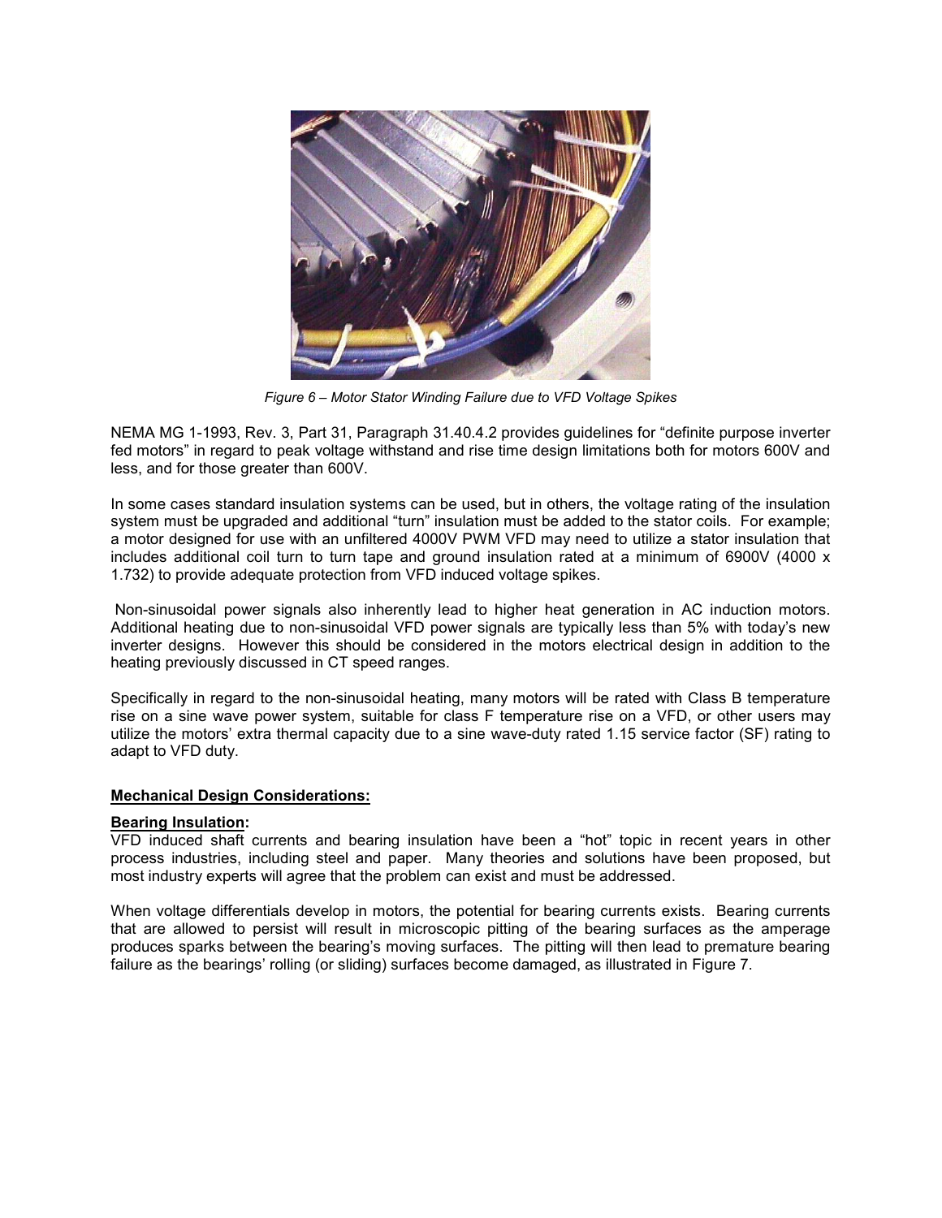*Figure 6 – Motor Stator Winding Failure due to VFD Voltage Spikes*

NEMA MG 1-1993, Rev. 3, Part 31, Paragraph 31.40.4.2 provides guidelines for "definite purpose inverter fed motors" in regard to peak voltage withstand and rise time design limitations both for motors 600V and less, and for those greater than 600V.

In some cases standard insulation systems can be used, but in others, the voltage rating of the insulation system must be upgraded and additional "turn" insulation must be added to the stator coils. For example; a motor designed for use with an unfiltered 4000V PWM VFD may need to utilize a stator insulation that includes additional coil turn to turn tape and ground insulation rated at a minimum of 6900V (4000 x 1.732) to provide adequate protection from VFD induced voltage spikes.

Non-sinusoidal power signals also inherently lead to higher heat generation in AC induction motors. Additional heating due to non-sinusoidal VFD power signals are typically less than 5% with today's new inverter designs. However this should be considered in the motors electrical design in addition to the heating previously discussed in CT speed ranges.

Specifically in regard to the non-sinusoidal heating, many motors will be rated with Class B temperature rise on a sine wave power system, suitable for class F temperature rise on a VFD, or other users may utilize the motors' extra thermal capacity due to a sine wave-duty rated 1.15 service factor (SF) rating to adapt to VFD duty.

## Mechanical Design Considerations:

### Bearing Insulation:

VFD induced shaft currents and bearing insulation have been a "hot" topic in recent years in other process industries, including steel and paper. Many theories and solutions have been proposed, but most industry experts will agree that the problem can exist and must be addressed.

When voltage differentials develop in motors, the potential for bearing currents exists. Bearing currents that are allowed to persist will result in microscopic pitting of the bearing surfaces as the amperage produces sparks between the bearing's moving surfaces. The pitting will then lead to premature bearing failure as the bearings' rolling (or sliding) surfaces become damaged, as illustrated in Figure 7.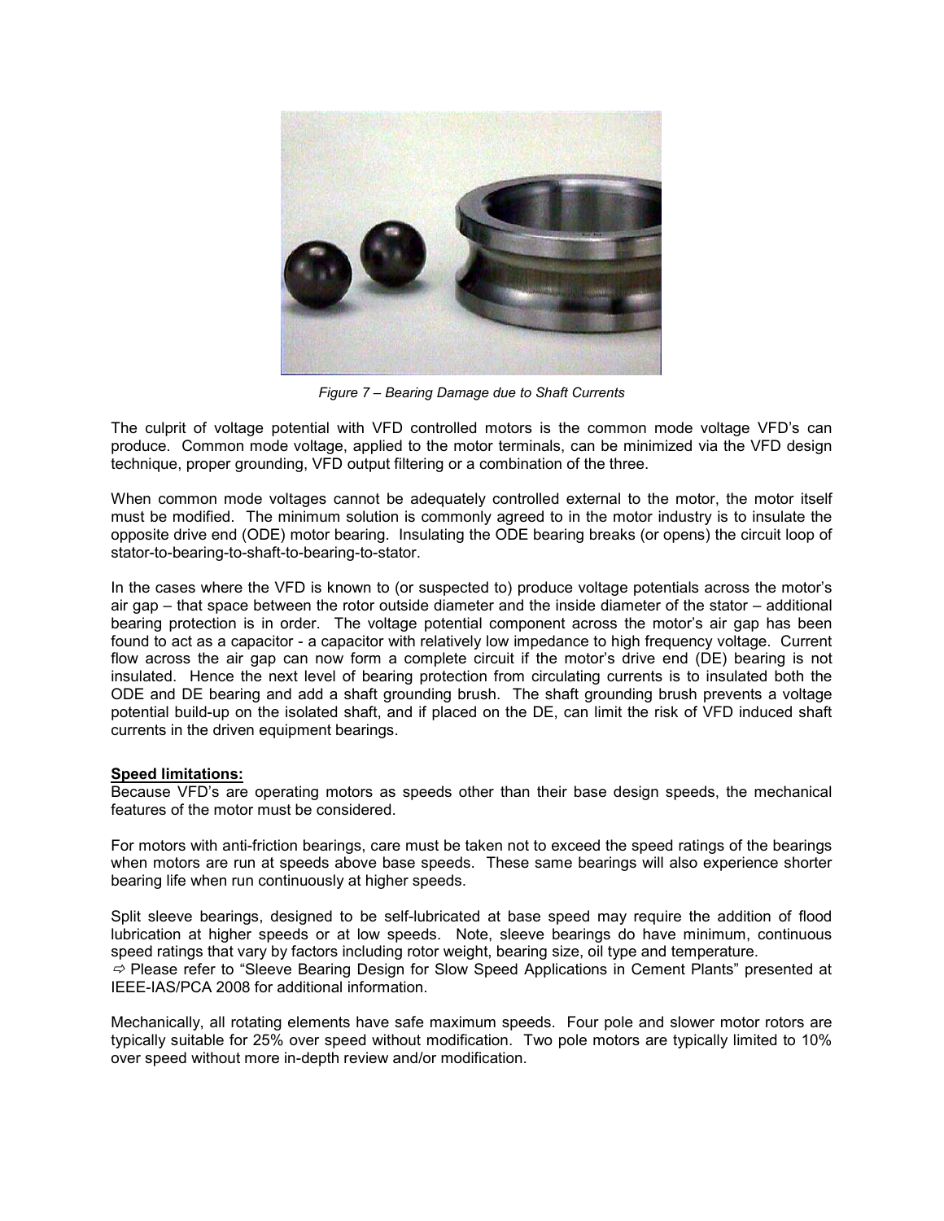*Figure 7 – Bearing Damage due to Shaft Currents*

The culprit of voltage potential with VFD controlled motors is the common mode voltage VFD's can produce. Common mode voltage, applied to the motor terminals, can be minimized via the VFD design technique, proper grounding, VFD output filtering or a combination of the three.

When common mode voltages cannot be adequately controlled external to the motor, the motor itself must be modified. The minimum solution is commonly agreed to in the motor industry is to insulate the opposite drive end (ODE) motor bearing. Insulating the ODE bearing breaks (or opens) the circuit loop of stator-to-bearing-to-shaft-to-bearing-to-stator.

In the cases where the VFD is known to (or suspected to) produce voltage potentials across the motor's air gap – that space between the rotor outside diameter and the inside diameter of the stator – additional bearing protection is in order. The voltage potential component across the motor's air gap has been found to act as a capacitor - a capacitor with relatively low impedance to high frequency voltage. Current flow across the air gap can now form a complete circuit if the motor's drive end (DE) bearing is not insulated. Hence the next level of bearing protection from circulating currents is to insulated both the ODE and DE bearing and add a shaft grounding brush. The shaft grounding brush prevents a voltage potential build-up on the isolated shaft, and if placed on the DE, can limit the risk of VFD induced shaft currents in the driven equipment bearings.

**Speed limitations:**

Because VFD's are operating motors as speeds other than their base design speeds, the mechanical features of the motor must be considered.

For motors with anti-friction bearings, care must be taken not to exceed the speed ratings of the bearings when motors are run at speeds above base speeds. These same bearings will also experience shorter bearing life when run continuously at higher speeds.

Split sleeve bearings, designed to be self-lubricated at base speed may require the addition of flood lubrication at higher speeds or at low speeds. Note, sleeve bearings do have minimum, continuous speed ratings that vary by factors including rotor weight, bearing size, oil type and temperature.

⇨ Please refer to "Sleeve Bearing Design for Slow Speed Applications in Cement Plants" presented at IEEE-IAS/PCA 2008 for additional information.

Mechanically, all rotating elements have safe maximum speeds. Four pole and slower motor rotors are typically suitable for 25% over speed without modification. Two pole motors are typically limited to 10% over speed without more in-depth review and/or modification.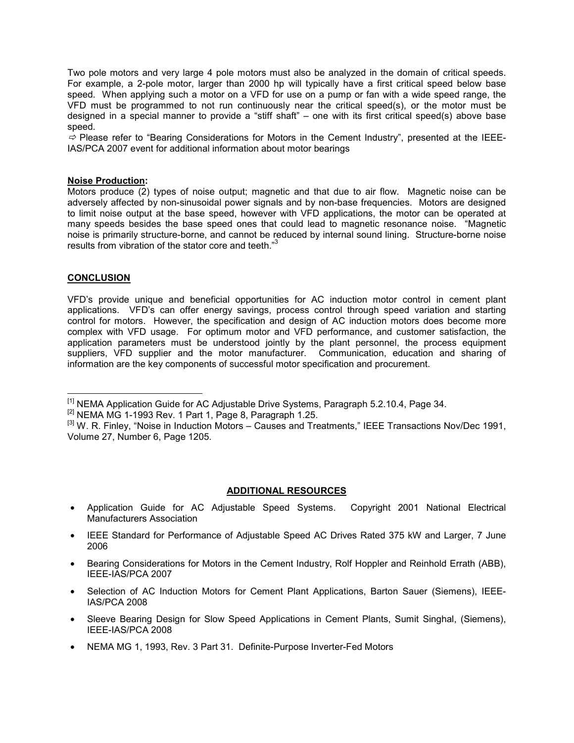Two pole motors and very large 4 pole motors must also be analyzed in the domain of critical speeds. For example, a 2-pole motor, larger than 2000 hp will typically have a first critical speed below base speed. When applying such a motor on a VFD for use on a pump or fan with a wide speed range, the VFD must be programmed to not run continuously near the critical speed(s), or the motor must be designed in a special manner to provide a "stiff shaft" – one with its first critical speed(s) above base speed.

⇨ Please refer to "Bearing Considerations for Motors in the Cement Industry", presented at the IEEE-IAS/PCA 2007 event for additional information about motor bearings

**Noise Production:**

Motors produce (2) types of noise output; magnetic and that due to air flow. Magnetic noise can be adversely affected by non-sinusoidal power signals and by non-base frequencies. Motors are designed to limit noise output at the base speed, however with VFD applications, the motor can be operated at many speeds besides the base speed ones that could lead to magnetic resonance noise. "Magnetic noise is primarily structure-borne, and cannot be reduced by internal sound lining. Structure-borne noise results from vibration of the stator core and teeth."[3]

## CONCLUSION

VFD's provide unique and beneficial opportunities for AC induction motor control in cement plant applications. VFD's can offer energy savings, process control through speed variation and starting control for motors. However, the specification and design of AC induction motors does become more complex with VFD usage. For optimum motor and VFD performance, and customer satisfaction, the application parameters must be understood jointly by the plant personnel, the process equipment suppliers, VFD supplier and the motor manufacturer. Communication, education and sharing of information are the key components of successful motor specification and procurement.

---

[1] NEMA Application Guide for AC Adjustable Drive Systems, Paragraph 5.2.10.4, Page 34.

[2] NEMA MG 1-1993 Rev. 1 Part 1, Page 8, Paragraph 1.25.

[3] W. R. Finley, "Noise in Induction Motors – Causes and Treatments," IEEE Transactions Nov/Dec 1991, Volume 27, Number 6, Page 1205.

## ADDITIONAL RESOURCES

- Application Guide for AC Adjustable Speed Systems. Copyright 2001 National Electrical Manufacturers Association
- IEEE Standard for Performance of Adjustable Speed AC Drives Rated 375 kW and Larger, 7 June 2006
- Bearing Considerations for Motors in the Cement Industry, Rolf Hoppler and Reinhold Errath (ABB), IEEE-IAS/PCA 2007
- Selection of AC Induction Motors for Cement Plant Applications, Barton Sauer (Siemens), IEEE-IAS/PCA 2008
- Sleeve Bearing Design for Slow Speed Applications in Cement Plants, Sumit Singhal, (Siemens), IEEE-IAS/PCA 2008
- NEMA MG 1, 1993, Rev. 3 Part 31. Definite-Purpose Inverter-Fed Motors